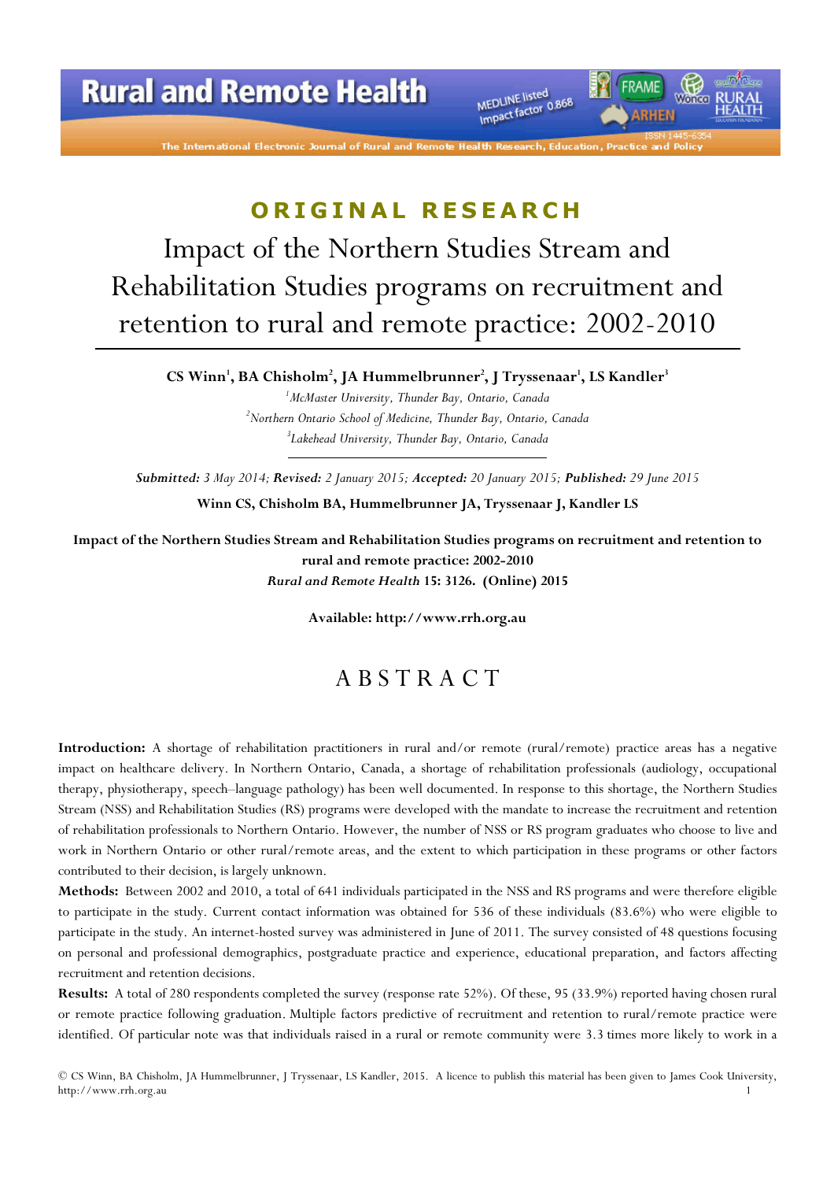ORIGINAL RESEARCH

# Impact of the Northern Studies Stream and Rehabilitation Studies programs on recruitment and retention to rural and remote practice: 2002-2010

**CS Winn[1], BA Chisholm[2], JA Hummelbrunner[2], J Tryssenaar[1], LS Kandler[3]**

[1]*McMaster University, Thunder Bay, Ontario, Canada*

[2]*Northern Ontario School of Medicine, Thunder Bay, Ontario, Canada*

[3]*Lakehead University, Thunder Bay, Ontario, Canada*

***Submitted:*** *3 May 2014;* ***Revised:*** *2 January 2015;* ***Accepted:*** *20 January 2015;* ***Published:*** *29 June 2015*

**Winn CS, Chisholm BA, Hummelbrunner JA, Tryssenaar J, Kandler LS**

**Impact of the Northern Studies Stream and Rehabilitation Studies programs on recruitment and retention to rural and remote practice: 2002-2010**

***Rural and Remote Health*** **15: 3126. (Online) 2015**

**Available: http://www.rrh.org.au**

## ABSTRACT

**Introduction:** A shortage of rehabilitation practitioners in rural and/or remote (rural/remote) practice areas has a negative impact on healthcare delivery. In Northern Ontario, Canada, a shortage of rehabilitation professionals (audiology, occupational therapy, physiotherapy, speech–language pathology) has been well documented. In response to this shortage, the Northern Studies Stream (NSS) and Rehabilitation Studies (RS) programs were developed with the mandate to increase the recruitment and retention of rehabilitation professionals to Northern Ontario. However, the number of NSS or RS program graduates who choose to live and work in Northern Ontario or other rural/remote areas, and the extent to which participation in these programs or other factors contributed to their decision, is largely unknown.

**Methods:** Between 2002 and 2010, a total of 641 individuals participated in the NSS and RS programs and were therefore eligible to participate in the study. Current contact information was obtained for 536 of these individuals (83.6%) who were eligible to participate in the study. An internet-hosted survey was administered in June of 2011. The survey consisted of 48 questions focusing on personal and professional demographics, postgraduate practice and experience, educational preparation, and factors affecting recruitment and retention decisions.

**Results:** A total of 280 respondents completed the survey (response rate 52%). Of these, 95 (33.9%) reported having chosen rural or remote practice following graduation. Multiple factors predictive of recruitment and retention to rural/remote practice were identified. Of particular note was that individuals raised in a rural or remote community were 3.3 times more likely to work in a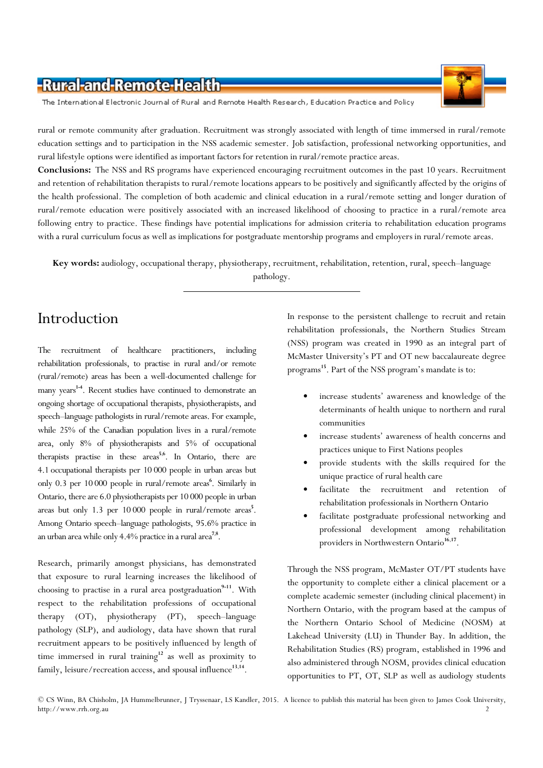rural or remote community after graduation. Recruitment was strongly associated with length of time immersed in rural/remote education settings and to participation in the NSS academic semester. Job satisfaction, professional networking opportunities, and rural lifestyle options were identified as important factors for retention in rural/remote practice areas.

**Conclusions:** The NSS and RS programs have experienced encouraging recruitment outcomes in the past 10 years. Recruitment and retention of rehabilitation therapists to rural/remote locations appears to be positively and significantly affected by the origins of the health professional. The completion of both academic and clinical education in a rural/remote setting and longer duration of rural/remote education were positively associated with an increased likelihood of choosing to practice in a rural/remote area following entry to practice. These findings have potential implications for admission criteria to rehabilitation education programs with a rural curriculum focus as well as implications for postgraduate mentorship programs and employers in rural/remote areas.

**Key words:** audiology, occupational therapy, physiotherapy, recruitment, rehabilitation, retention, rural, speech–language pathology.

# Introduction

The recruitment of healthcare practitioners, including rehabilitation professionals, to practise in rural and/or remote (rural/remote) areas has been a well-documented challenge for many years[1-4]. Recent studies have continued to demonstrate an ongoing shortage of occupational therapists, physiotherapists, and speech–language pathologists in rural/remote areas. For example, while 25% of the Canadian population lives in a rural/remote area, only 8% of physiotherapists and 5% of occupational therapists practise in these areas[5,6]. In Ontario, there are 4.1 occupational therapists per 10 000 people in urban areas but only 0.3 per 10 000 people in rural/remote areas[6]. Similarly in Ontario, there are 6.0 physiotherapists per 10 000 people in urban areas but only 1.3 per 10 000 people in rural/remote areas[5]. Among Ontario speech–language pathologists, 95.6% practice in an urban area while only 4.4% practice in a rural area[7,8].

Research, primarily amongst physicians, has demonstrated that exposure to rural learning increases the likelihood of choosing to practise in a rural area postgraduation[9-11]. With respect to the rehabilitation professions of occupational therapy (OT), physiotherapy (PT), speech–language pathology (SLP), and audiology, data have shown that rural recruitment appears to be positively influenced by length of time immersed in rural training[12] as well as proximity to family, leisure/recreation access, and spousal influence[13,14].

In response to the persistent challenge to recruit and retain rehabilitation professionals, the Northern Studies Stream (NSS) program was created in 1990 as an integral part of McMaster University's PT and OT new baccalaureate degree programs[15]. Part of the NSS program's mandate is to:

- increase students' awareness and knowledge of the determinants of health unique to northern and rural communities
- increase students' awareness of health concerns and practices unique to First Nations peoples
- provide students with the skills required for the unique practice of rural health care
- facilitate the recruitment and retention of rehabilitation professionals in Northern Ontario
- facilitate postgraduate professional networking and professional development among rehabilitation providers in Northwestern Ontario[16,17].

Through the NSS program, McMaster OT/PT students have the opportunity to complete either a clinical placement or a complete academic semester (including clinical placement) in Northern Ontario, with the program based at the campus of the Northern Ontario School of Medicine (NOSM) at Lakehead University (LU) in Thunder Bay. In addition, the Rehabilitation Studies (RS) program, established in 1996 and also administered through NOSM, provides clinical education opportunities to PT, OT, SLP as well as audiology students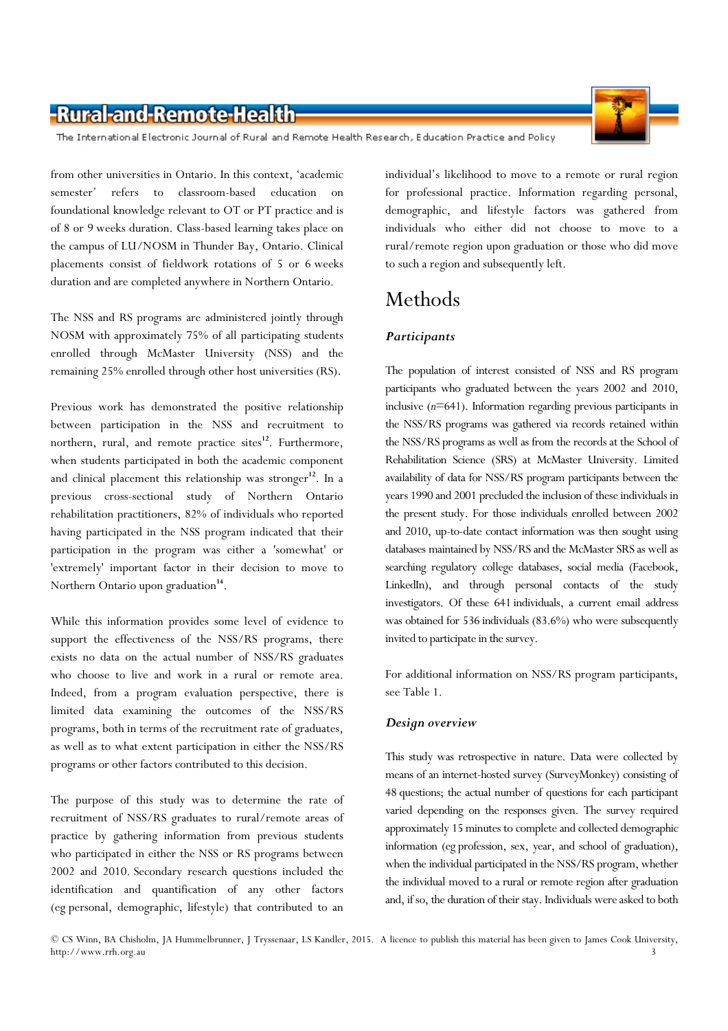from other universities in Ontario. In this context, 'academic semester' refers to classroom-based education on foundational knowledge relevant to OT or PT practice and is of 8 or 9 weeks duration. Class-based learning takes place on the campus of LU/NOSM in Thunder Bay, Ontario. Clinical placements consist of fieldwork rotations of 5 or 6 weeks duration and are completed anywhere in Northern Ontario.

The NSS and RS programs are administered jointly through NOSM with approximately 75% of all participating students enrolled through McMaster University (NSS) and the remaining 25% enrolled through other host universities (RS).

Previous work has demonstrated the positive relationship between participation in the NSS and recruitment to northern, rural, and remote practice sites[12]. Furthermore, when students participated in both the academic component and clinical placement this relationship was stronger[12]. In a previous cross-sectional study of Northern Ontario rehabilitation practitioners, 82% of individuals who reported having participated in the NSS program indicated that their participation in the program was either a 'somewhat' or 'extremely' important factor in their decision to move to Northern Ontario upon graduation[14].

While this information provides some level of evidence to support the effectiveness of the NSS/RS programs, there exists no data on the actual number of NSS/RS graduates who choose to live and work in a rural or remote area. Indeed, from a program evaluation perspective, there is limited data examining the outcomes of the NSS/RS programs, both in terms of the recruitment rate of graduates, as well as to what extent participation in either the NSS/RS programs or other factors contributed to this decision.

The purpose of this study was to determine the rate of recruitment of NSS/RS graduates to rural/remote areas of practice by gathering information from previous students who participated in either the NSS or RS programs between 2002 and 2010. Secondary research questions included the identification and quantification of any other factors (eg personal, demographic, lifestyle) that contributed to an individual's likelihood to move to a remote or rural region for professional practice. Information regarding personal, demographic, and lifestyle factors was gathered from individuals who either did not choose to move to a rural/remote region upon graduation or those who did move to such a region and subsequently left.

# Methods

### *Participants*

The population of interest consisted of NSS and RS program participants who graduated between the years 2002 and 2010, inclusive ($n$=641). Information regarding previous participants in the NSS/RS programs was gathered via records retained within the NSS/RS programs as well as from the records at the School of Rehabilitation Science (SRS) at McMaster University. Limited availability of data for NSS/RS program participants between the years 1990 and 2001 precluded the inclusion of these individuals in the present study. For those individuals enrolled between 2002 and 2010, up-to-date contact information was then sought using databases maintained by NSS/RS and the McMaster SRS as well as searching regulatory college databases, social media (Facebook, LinkedIn), and through personal contacts of the study investigators. Of these 641 individuals, a current email address was obtained for 536 individuals (83.6%) who were subsequently invited to participate in the survey.

For additional information on NSS/RS program participants, see Table 1.

### *Design overview*

This study was retrospective in nature. Data were collected by means of an internet-hosted survey (SurveyMonkey) consisting of 48 questions; the actual number of questions for each participant varied depending on the responses given. The survey required approximately 15 minutes to complete and collected demographic information (eg profession, sex, year, and school of graduation), when the individual participated in the NSS/RS program, whether the individual moved to a rural or remote region after graduation and, if so, the duration of their stay. Individuals were asked to both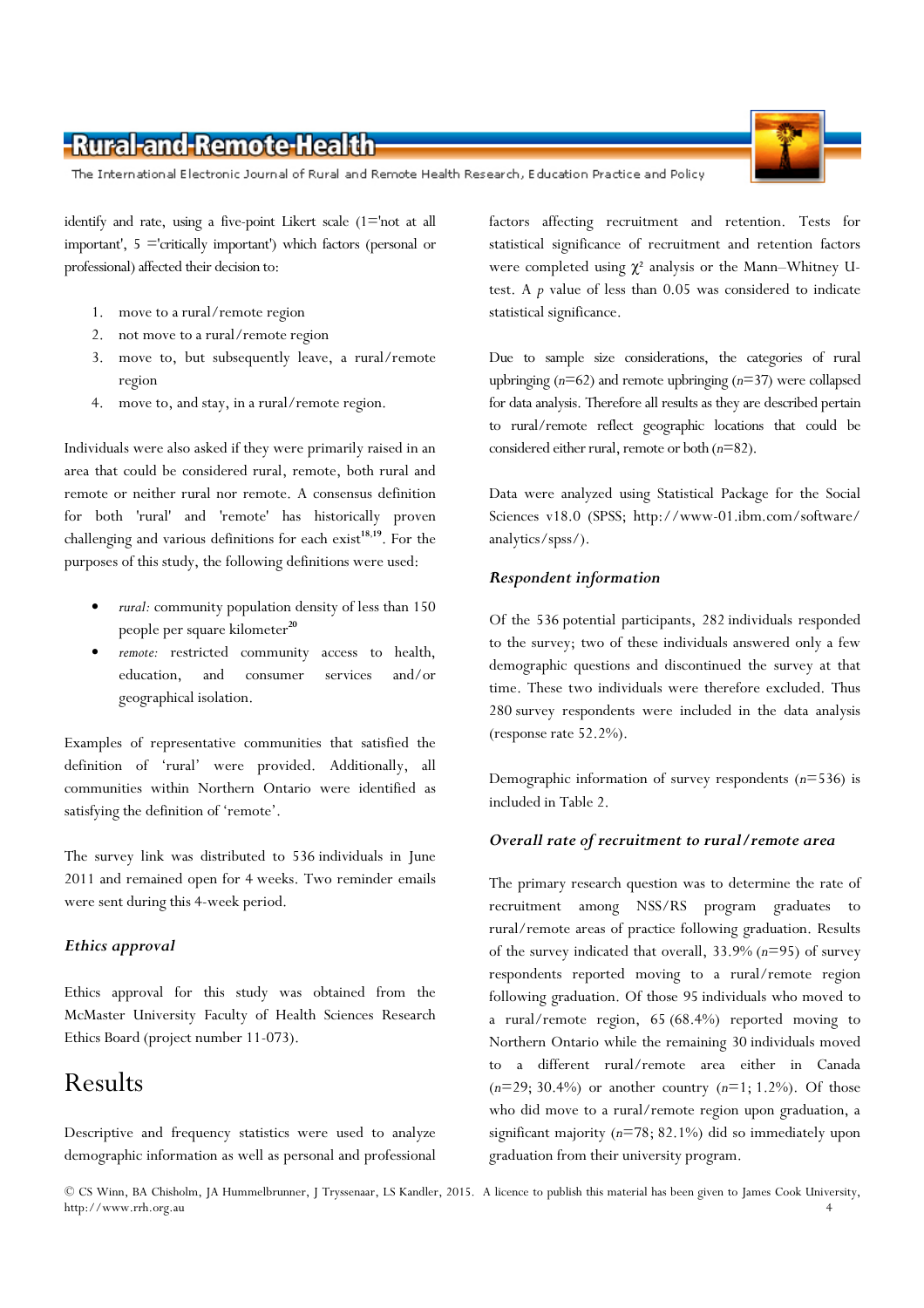identify and rate, using a five-point Likert scale (1='not at all important', 5 ='critically important') which factors (personal or professional) affected their decision to:

1. move to a rural/remote region
2. not move to a rural/remote region
3. move to, but subsequently leave, a rural/remote region
4. move to, and stay, in a rural/remote region.

Individuals were also asked if they were primarily raised in an area that could be considered rural, remote, both rural and remote or neither rural nor remote. A consensus definition for both 'rural' and 'remote' has historically proven challenging and various definitions for each exist[18,19]. For the purposes of this study, the following definitions were used:

- *rural:* community population density of less than 150 people per square kilometer[20]
- *remote:* restricted community access to health, education, and consumer services and/or geographical isolation.

Examples of representative communities that satisfied the definition of 'rural' were provided. Additionally, all communities within Northern Ontario were identified as satisfying the definition of 'remote'.

The survey link was distributed to 536 individuals in June 2011 and remained open for 4 weeks. Two reminder emails were sent during this 4-week period.

### Ethics approval

Ethics approval for this study was obtained from the McMaster University Faculty of Health Sciences Research Ethics Board (project number 11-073).

## Results

Descriptive and frequency statistics were used to analyze demographic information as well as personal and professional factors affecting recruitment and retention. Tests for statistical significance of recruitment and retention factors were completed using $\chi^2$ analysis or the Mann–Whitney U-test. A $p$ value of less than 0.05 was considered to indicate statistical significance.

Due to sample size considerations, the categories of rural upbringing ($n$=62) and remote upbringing ($n$=37) were collapsed for data analysis. Therefore all results as they are described pertain to rural/remote reflect geographic locations that could be considered either rural, remote or both ($n$=82).

Data were analyzed using Statistical Package for the Social Sciences v18.0 (SPSS; http://www-01.ibm.com/software/analytics/spss/).

### Respondent information

Of the 536 potential participants, 282 individuals responded to the survey; two of these individuals answered only a few demographic questions and discontinued the survey at that time. These two individuals were therefore excluded. Thus 280 survey respondents were included in the data analysis (response rate 52.2%).

Demographic information of survey respondents ($n$=536) is included in Table 2.

### Overall rate of recruitment to rural/remote area

The primary research question was to determine the rate of recruitment among NSS/RS program graduates to rural/remote areas of practice following graduation. Results of the survey indicated that overall, 33.9% ($n$=95) of survey respondents reported moving to a rural/remote region following graduation. Of those 95 individuals who moved to a rural/remote region, 65 (68.4%) reported moving to Northern Ontario while the remaining 30 individuals moved to a different rural/remote area either in Canada ($n$=29; 30.4%) or another country ($n$=1; 1.2%). Of those who did move to a rural/remote region upon graduation, a significant majority ($n$=78; 82.1%) did so immediately upon graduation from their university program.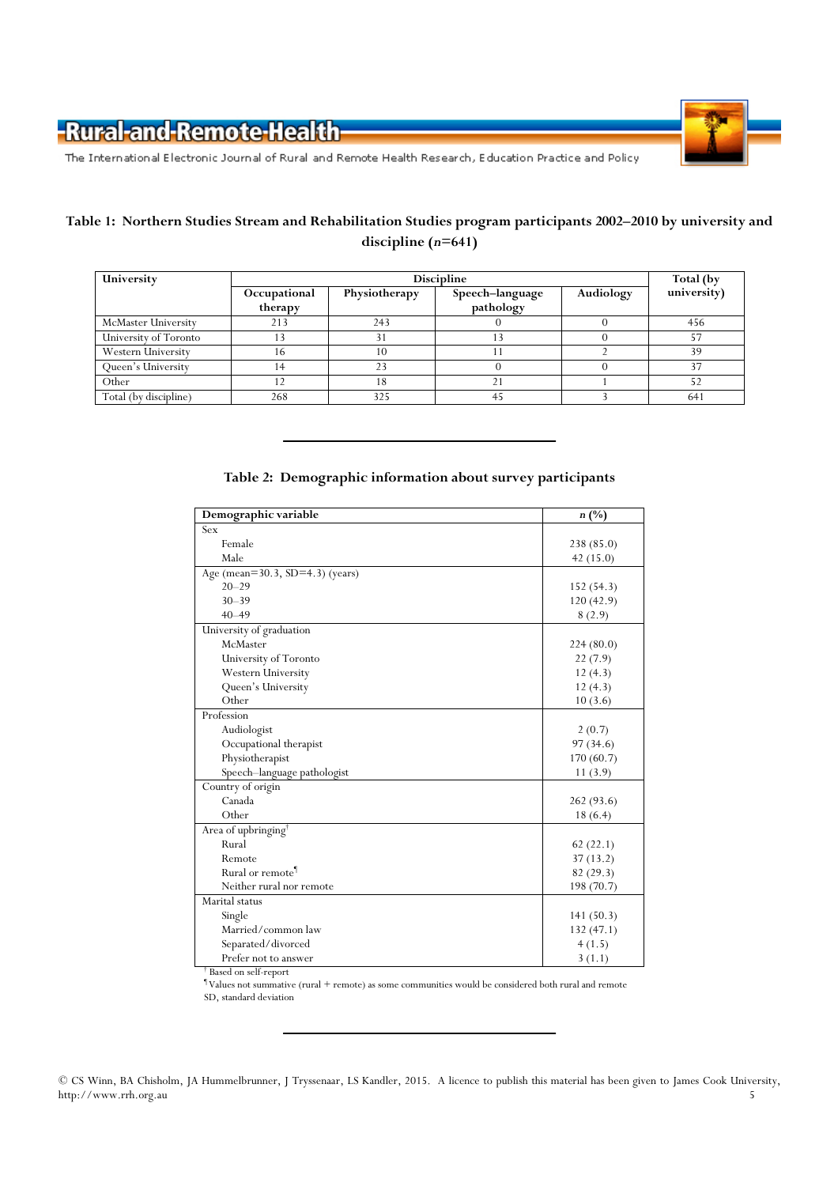**Table 1: Northern Studies Stream and Rehabilitation Studies program participants 2002–2010 by university and discipline (*n*=641)**

| University | Discipline | | | | Total (by university) |
|---|---|---|---|---|---|
| | Occupational therapy | Physiotherapy | Speech–language pathology | Audiology | |
| McMaster University | 213 | 243 | 0 | 0 | 456 |
| University of Toronto | 13 | 31 | 13 | 0 | 57 |
| Western University | 16 | 10 | 11 | 2 | 39 |
| Queen's University | 14 | 23 | 0 | 0 | 37 |
| Other | 12 | 18 | 21 | 1 | 52 |
| Total (by discipline) | 268 | 325 | 45 | 3 | 641 |

**Table 2: Demographic information about survey participants**

| Demographic variable | *n* (%) |
|---|---|
| Sex | |
| Female | 238 (85.0) |
| Male | 42 (15.0) |
| Age (mean=30.3, SD=4.3) (years) | |
| 20–29 | 152 (54.3) |
| 30–39 | 120 (42.9) |
| 40–49 | 8 (2.9) |
| University of graduation | |
| McMaster | 224 (80.0) |
| University of Toronto | 22 (7.9) |
| Western University | 12 (4.3) |
| Queen's University | 12 (4.3) |
| Other | 10 (3.6) |
| Profession | |
| Audiologist | 2 (0.7) |
| Occupational therapist | 97 (34.6) |
| Physiotherapist | 170 (60.7) |
| Speech–language pathologist | 11 (3.9) |
| Country of origin | |
| Canada | 262 (93.6) |
| Other | 18 (6.4) |
| Area of upbringing† | |
| Rural | 62 (22.1) |
| Remote | 37 (13.2) |
| Rural or remote¶ | 82 (29.3) |
| Neither rural nor remote | 198 (70.7) |
| Marital status | |
| Single | 141 (50.3) |
| Married/common law | 132 (47.1) |
| Separated/divorced | 4 (1.5) |
| Prefer not to answer | 3 (1.1) |

† Based on self-report
¶ Values not summative (rural + remote) as some communities would be considered both rural and remote
SD, standard deviation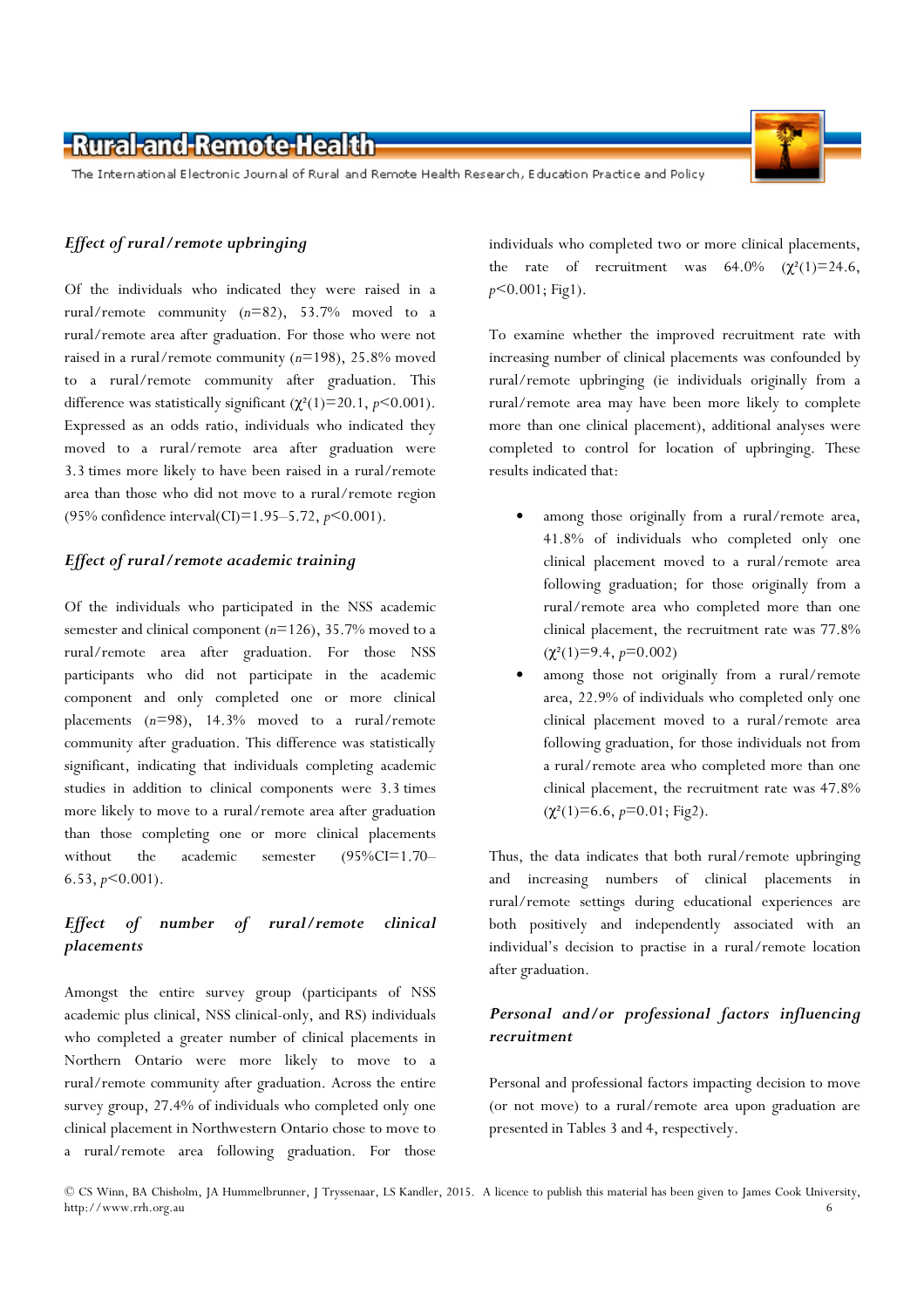### *Effect of rural/remote upbringing*

Of the individuals who indicated they were raised in a rural/remote community ($n$=82), 53.7% moved to a rural/remote area after graduation. For those who were not raised in a rural/remote community ($n$=198), 25.8% moved to a rural/remote community after graduation. This difference was statistically significant ($\chi^2(1)$=20.1, $p$<0.001). Expressed as an odds ratio, individuals who indicated they moved to a rural/remote area after graduation were 3.3 times more likely to have been raised in a rural/remote area than those who did not move to a rural/remote region (95% confidence interval(CI)=1.95–5.72, $p$<0.001).

### *Effect of rural/remote academic training*

Of the individuals who participated in the NSS academic semester and clinical component ($n$=126), 35.7% moved to a rural/remote area after graduation. For those NSS participants who did not participate in the academic component and only completed one or more clinical placements ($n$=98), 14.3% moved to a rural/remote community after graduation. This difference was statistically significant, indicating that individuals completing academic studies in addition to clinical components were 3.3 times more likely to move to a rural/remote area after graduation than those completing one or more clinical placements without the academic semester (95%CI=1.70–6.53, $p$<0.001).

### *Effect of number of rural/remote clinical placements*

Amongst the entire survey group (participants of NSS academic plus clinical, NSS clinical-only, and RS) individuals who completed a greater number of clinical placements in Northern Ontario were more likely to move to a rural/remote community after graduation. Across the entire survey group, 27.4% of individuals who completed only one clinical placement in Northwestern Ontario chose to move to a rural/remote area following graduation. For those individuals who completed two or more clinical placements, the rate of recruitment was 64.0% ($\chi^2(1)$=24.6, $p$<0.001; Fig1).

To examine whether the improved recruitment rate with increasing number of clinical placements was confounded by rural/remote upbringing (ie individuals originally from a rural/remote area may have been more likely to complete more than one clinical placement), additional analyses were completed to control for location of upbringing. These results indicated that:

- among those originally from a rural/remote area, 41.8% of individuals who completed only one clinical placement moved to a rural/remote area following graduation; for those originally from a rural/remote area who completed more than one clinical placement, the recruitment rate was 77.8% ($\chi^2(1)$=9.4, $p$=0.002)
- among those not originally from a rural/remote area, 22.9% of individuals who completed only one clinical placement moved to a rural/remote area following graduation, for those individuals not from a rural/remote area who completed more than one clinical placement, the recruitment rate was 47.8% ($\chi^2(1)$=6.6, $p$=0.01; Fig2).

Thus, the data indicates that both rural/remote upbringing and increasing numbers of clinical placements in rural/remote settings during educational experiences are both positively and independently associated with an individual's decision to practise in a rural/remote location after graduation.

### *Personal and/or professional factors influencing recruitment*

Personal and professional factors impacting decision to move (or not move) to a rural/remote area upon graduation are presented in Tables 3 and 4, respectively.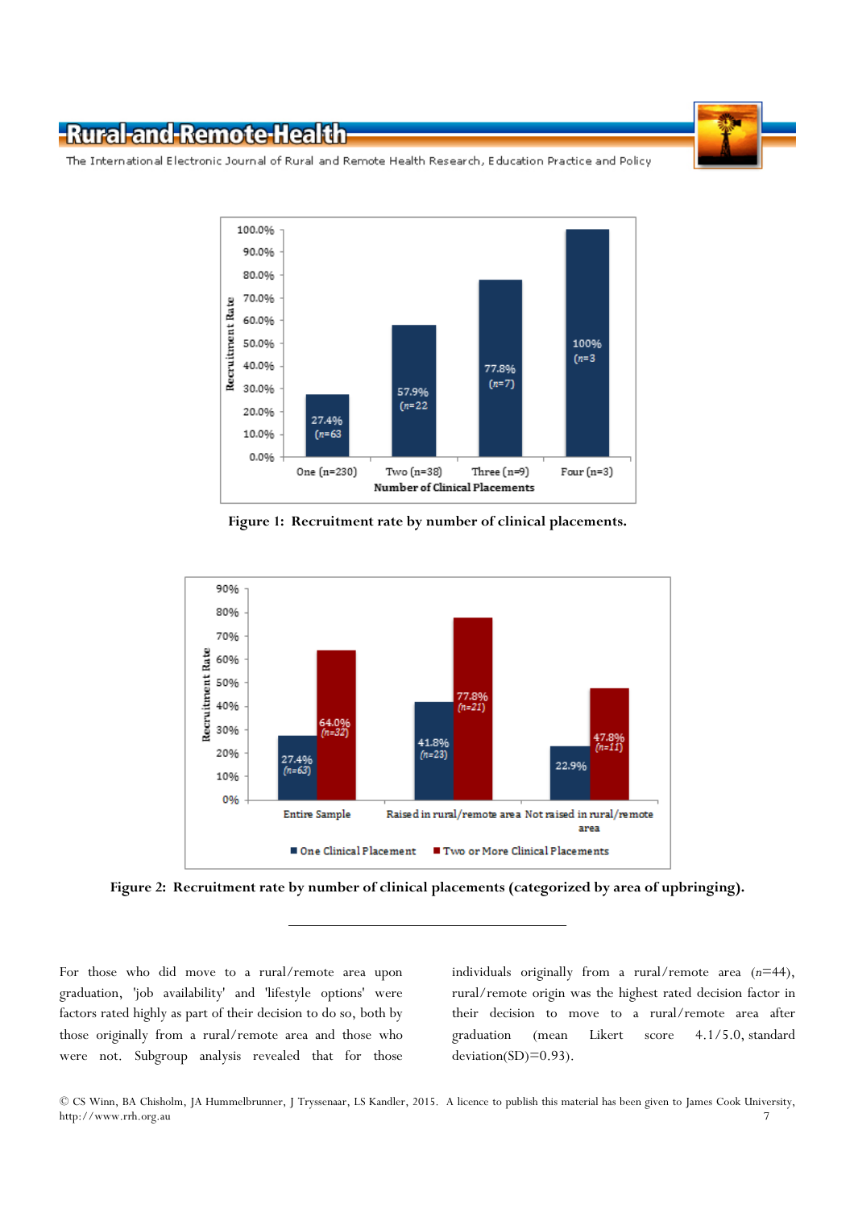Figure 1: Recruitment rate by number of clinical placements.

Figure 2: Recruitment rate by number of clinical placements (categorized by area of upbringing).

---

For those who did move to a rural/remote area upon graduation, 'job availability' and 'lifestyle options' were factors rated highly as part of their decision to do so, both by those originally from a rural/remote area and those who were not. Subgroup analysis revealed that for those individuals originally from a rural/remote area (*n*=44), rural/remote origin was the highest rated decision factor in their decision to move to a rural/remote area after graduation (mean Likert score 4.1/5.0, standard deviation(SD)=0.93).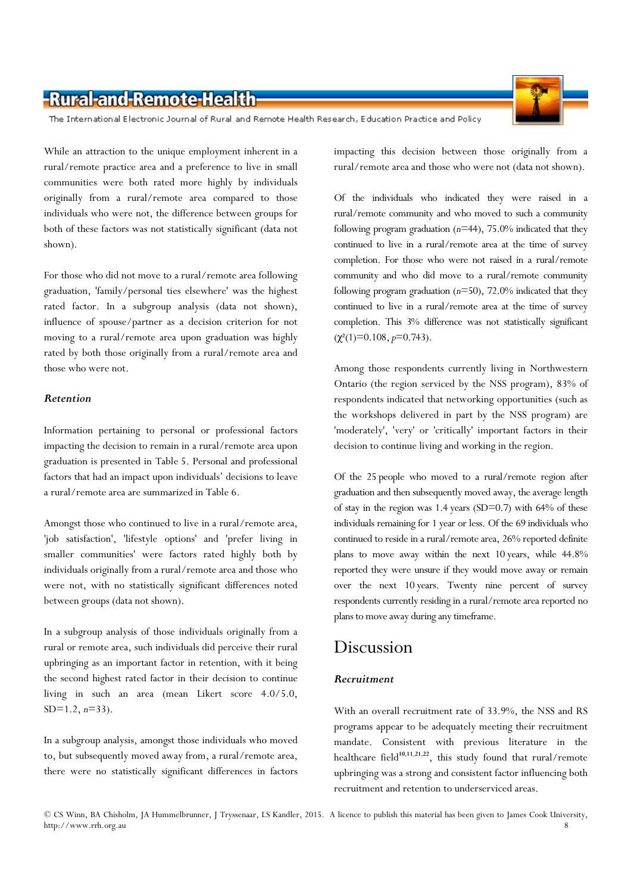While an attraction to the unique employment inherent in a rural/remote practice area and a preference to live in small communities were both rated more highly by individuals originally from a rural/remote area compared to those individuals who were not, the difference between groups for both of these factors was not statistically significant (data not shown).

For those who did not move to a rural/remote area following graduation, 'family/personal ties elsewhere' was the highest rated factor. In a subgroup analysis (data not shown), influence of spouse/partner as a decision criterion for not moving to a rural/remote area upon graduation was highly rated by both those originally from a rural/remote area and those who were not.

### *Retention*

Information pertaining to personal or professional factors impacting the decision to remain in a rural/remote area upon graduation is presented in Table 5. Personal and professional factors that had an impact upon individuals' decisions to leave a rural/remote area are summarized in Table 6.

Amongst those who continued to live in a rural/remote area, 'job satisfaction', 'lifestyle options' and 'prefer living in smaller communities' were factors rated highly both by individuals originally from a rural/remote area and those who were not, with no statistically significant differences noted between groups (data not shown).

In a subgroup analysis of those individuals originally from a rural or remote area, such individuals did perceive their rural upbringing as an important factor in retention, with it being the second highest rated factor in their decision to continue living in such an area (mean Likert score 4.0/5.0, SD=1.2, $n$=33).

In a subgroup analysis, amongst those individuals who moved to, but subsequently moved away from, a rural/remote area, there were no statistically significant differences in factors impacting this decision between those originally from a rural/remote area and those who were not (data not shown).

Of the individuals who indicated they were raised in a rural/remote community and who moved to such a community following program graduation ($n$=44), 75.0% indicated that they continued to live in a rural/remote area at the time of survey completion. For those who were not raised in a rural/remote community and who did move to a rural/remote community following program graduation ($n$=50), 72.0% indicated that they continued to live in a rural/remote area at the time of survey completion. This 3% difference was not statistically significant ($\chi^2(1)$=0.108, $p$=0.743).

Among those respondents currently living in Northwestern Ontario (the region serviced by the NSS program), 83% of respondents indicated that networking opportunities (such as the workshops delivered in part by the NSS program) are 'moderately', 'very' or 'critically' important factors in their decision to continue living and working in the region.

Of the 25 people who moved to a rural/remote region after graduation and then subsequently moved away, the average length of stay in the region was 1.4 years (SD=0.7) with 64% of these individuals remaining for 1 year or less. Of the 69 individuals who continued to reside in a rural/remote area, 26% reported definite plans to move away within the next 10 years, while 44.8% reported they were unsure if they would move away or remain over the next 10 years. Twenty nine percent of survey respondents currently residing in a rural/remote area reported no plans to move away during any timeframe.

## Discussion

### *Recruitment*

With an overall recruitment rate of 33.9%, the NSS and RS programs appear to be adequately meeting their recruitment mandate. Consistent with previous literature in the healthcare field[10,11,21,22], this study found that rural/remote upbringing was a strong and consistent factor influencing both recruitment and retention to underserviced areas.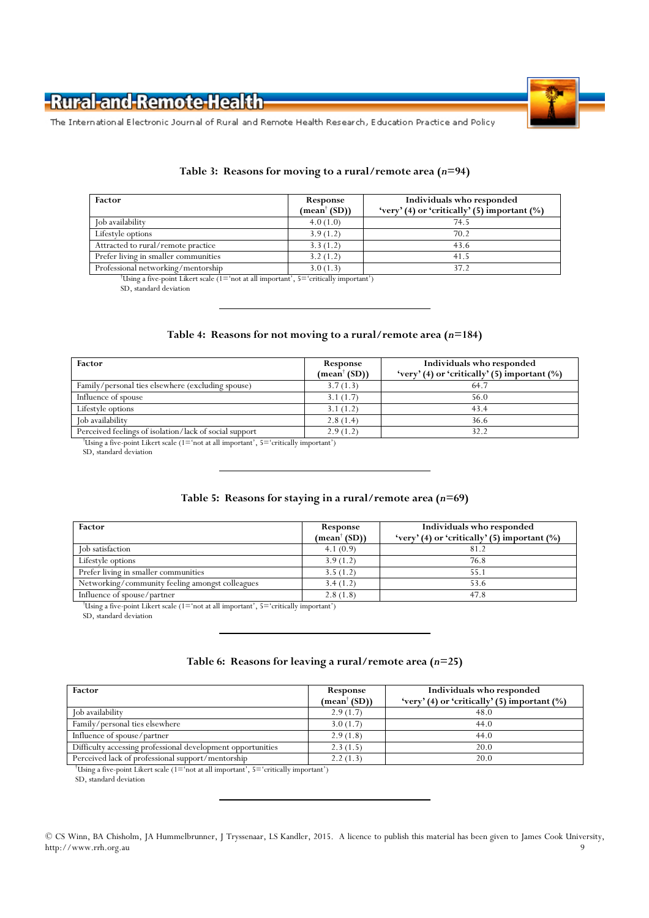**Table 3: Reasons for moving to a rural/remote area (*n*=94)**

| Factor | Response (mean† (SD)) | Individuals who responded 'very' (4) or 'critically' (5) important (%) |
|---|---|---|
| Job availability | 4.0 (1.0) | 74.5 |
| Lifestyle options | 3.9 (1.2) | 70.2 |
| Attracted to rural/remote practice | 3.3 (1.2) | 43.6 |
| Prefer living in smaller communities | 3.2 (1.2) | 41.5 |
| Professional networking/mentorship | 3.0 (1.3) | 37.2 |

†Using a five-point Likert scale (1='not at all important', 5='critically important')
SD, standard deviation

**Table 4: Reasons for not moving to a rural/remote area (*n*=184)**

| Factor | Response (mean† (SD)) | Individuals who responded 'very' (4) or 'critically' (5) important (%) |
|---|---|---|
| Family/personal ties elsewhere (excluding spouse) | 3.7 (1.3) | 64.7 |
| Influence of spouse | 3.1 (1.7) | 56.0 |
| Lifestyle options | 3.1 (1.2) | 43.4 |
| Job availability | 2.8 (1.4) | 36.6 |
| Perceived feelings of isolation/lack of social support | 2.9 (1.2) | 32.2 |

†Using a five-point Likert scale (1='not at all important', 5='critically important')
SD, standard deviation

**Table 5: Reasons for staying in a rural/remote area (*n*=69)**

| Factor | Response (mean† (SD)) | Individuals who responded 'very' (4) or 'critically' (5) important (%) |
|---|---|---|
| Job satisfaction | 4.1 (0.9) | 81.2 |
| Lifestyle options | 3.9 (1.2) | 76.8 |
| Prefer living in smaller communities | 3.5 (1.2) | 55.1 |
| Networking/community feeling amongst colleagues | 3.4 (1.2) | 53.6 |
| Influence of spouse/partner | 2.8 (1.8) | 47.8 |

†Using a five-point Likert scale (1='not at all important', 5='critically important')
SD, standard deviation

**Table 6: Reasons for leaving a rural/remote area (*n*=25)**

| Factor | Response (mean† (SD)) | Individuals who responded 'very' (4) or 'critically' (5) important (%) |
|---|---|---|
| Job availability | 2.9 (1.7) | 48.0 |
| Family/personal ties elsewhere | 3.0 (1.7) | 44.0 |
| Influence of spouse/partner | 2.9 (1.8) | 44.0 |
| Difficulty accessing professional development opportunities | 2.3 (1.5) | 20.0 |
| Perceived lack of professional support/mentorship | 2.2 (1.3) | 20.0 |

†Using a five-point Likert scale (1='not at all important', 5='critically important')
SD, standard deviation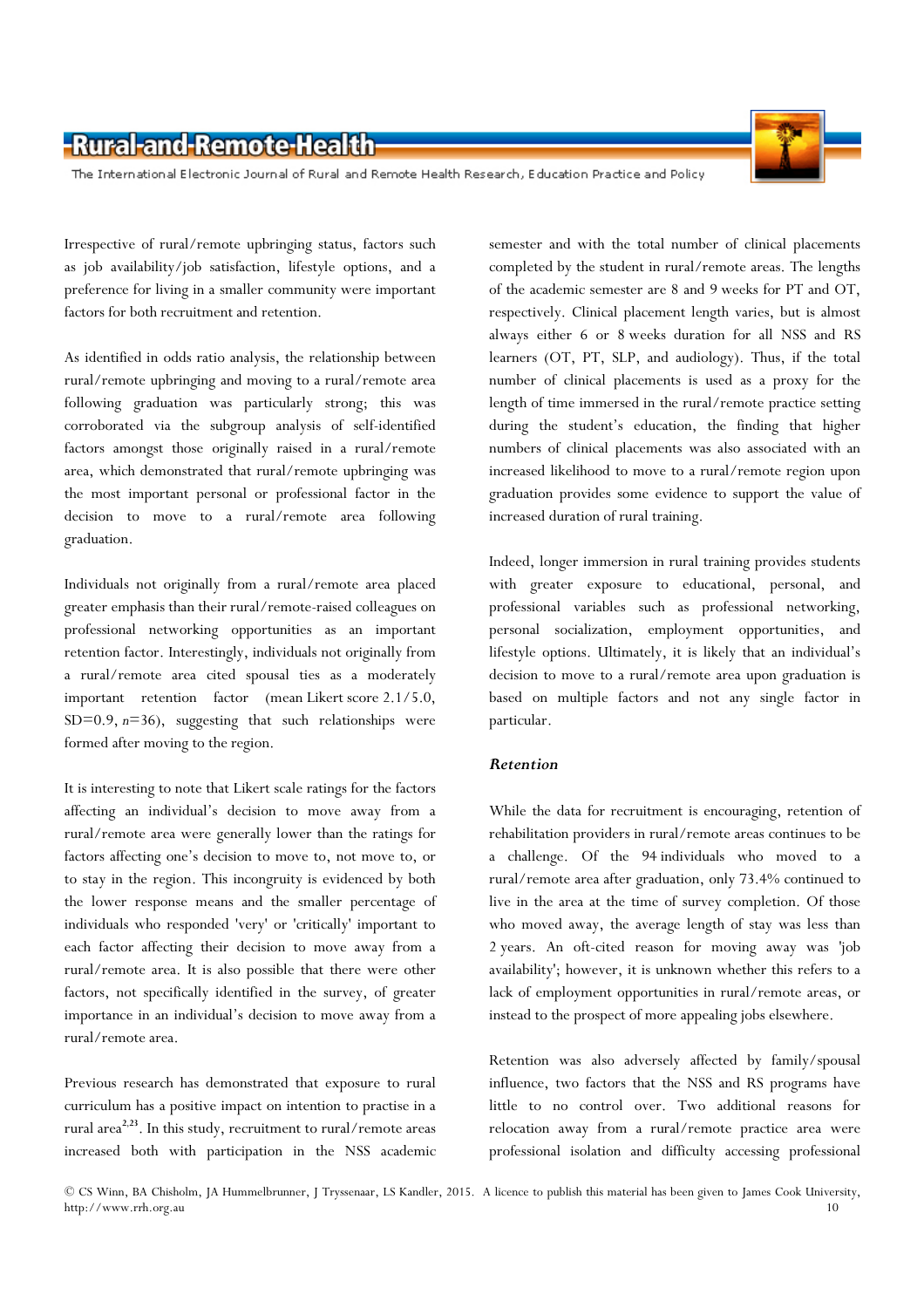Irrespective of rural/remote upbringing status, factors such as job availability/job satisfaction, lifestyle options, and a preference for living in a smaller community were important factors for both recruitment and retention.

As identified in odds ratio analysis, the relationship between rural/remote upbringing and moving to a rural/remote area following graduation was particularly strong; this was corroborated via the subgroup analysis of self-identified factors amongst those originally raised in a rural/remote area, which demonstrated that rural/remote upbringing was the most important personal or professional factor in the decision to move to a rural/remote area following graduation.

Individuals not originally from a rural/remote area placed greater emphasis than their rural/remote-raised colleagues on professional networking opportunities as an important retention factor. Interestingly, individuals not originally from a rural/remote area cited spousal ties as a moderately important retention factor (mean Likert score 2.1/5.0, SD=0.9, $n$=36), suggesting that such relationships were formed after moving to the region.

It is interesting to note that Likert scale ratings for the factors affecting an individual's decision to move away from a rural/remote area were generally lower than the ratings for factors affecting one's decision to move to, not move to, or to stay in the region. This incongruity is evidenced by both the lower response means and the smaller percentage of individuals who responded 'very' or 'critically' important to each factor affecting their decision to move away from a rural/remote area. It is also possible that there were other factors, not specifically identified in the survey, of greater importance in an individual's decision to move away from a rural/remote area.

Previous research has demonstrated that exposure to rural curriculum has a positive impact on intention to practise in a rural area[2,23]. In this study, recruitment to rural/remote areas increased both with participation in the NSS academic semester and with the total number of clinical placements completed by the student in rural/remote areas. The lengths of the academic semester are 8 and 9 weeks for PT and OT, respectively. Clinical placement length varies, but is almost always either 6 or 8 weeks duration for all NSS and RS learners (OT, PT, SLP, and audiology). Thus, if the total number of clinical placements is used as a proxy for the length of time immersed in the rural/remote practice setting during the student's education, the finding that higher numbers of clinical placements was also associated with an increased likelihood to move to a rural/remote region upon graduation provides some evidence to support the value of increased duration of rural training.

Indeed, longer immersion in rural training provides students with greater exposure to educational, personal, and professional variables such as professional networking, personal socialization, employment opportunities, and lifestyle options. Ultimately, it is likely that an individual's decision to move to a rural/remote area upon graduation is based on multiple factors and not any single factor in particular.

### *Retention*

While the data for recruitment is encouraging, retention of rehabilitation providers in rural/remote areas continues to be a challenge. Of the 94 individuals who moved to a rural/remote area after graduation, only 73.4% continued to live in the area at the time of survey completion. Of those who moved away, the average length of stay was less than 2 years. An oft-cited reason for moving away was 'job availability'; however, it is unknown whether this refers to a lack of employment opportunities in rural/remote areas, or instead to the prospect of more appealing jobs elsewhere.

Retention was also adversely affected by family/spousal influence, two factors that the NSS and RS programs have little to no control over. Two additional reasons for relocation away from a rural/remote practice area were professional isolation and difficulty accessing professional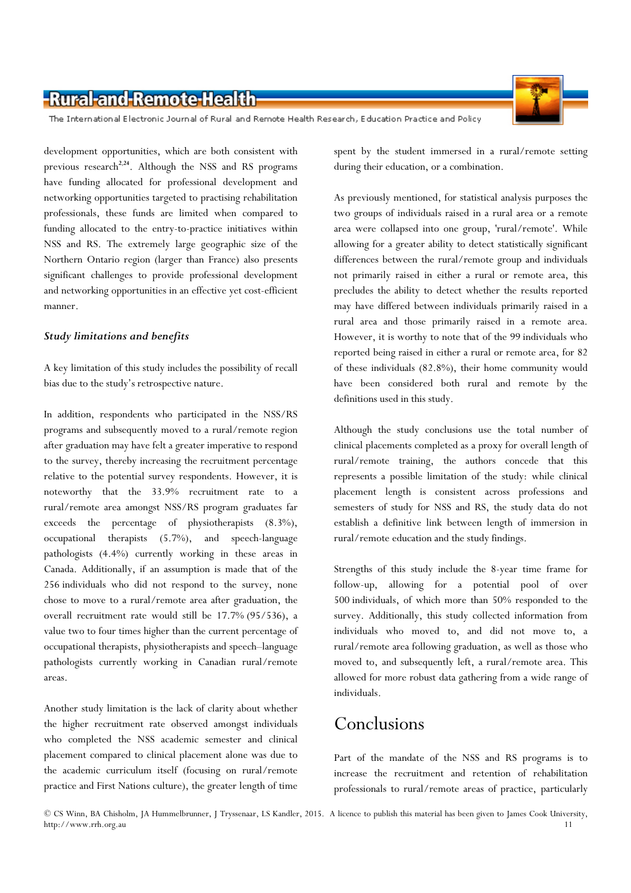development opportunities, which are both consistent with previous research[2,24]. Although the NSS and RS programs have funding allocated for professional development and networking opportunities targeted to practising rehabilitation professionals, these funds are limited when compared to funding allocated to the entry-to-practice initiatives within NSS and RS. The extremely large geographic size of the Northern Ontario region (larger than France) also presents significant challenges to provide professional development and networking opportunities in an effective yet cost-efficient manner.

### *Study limitations and benefits*

A key limitation of this study includes the possibility of recall bias due to the study's retrospective nature.

In addition, respondents who participated in the NSS/RS programs and subsequently moved to a rural/remote region after graduation may have felt a greater imperative to respond to the survey, thereby increasing the recruitment percentage relative to the potential survey respondents. However, it is noteworthy that the 33.9% recruitment rate to a rural/remote area amongst NSS/RS program graduates far exceeds the percentage of physiotherapists (8.3%), occupational therapists (5.7%), and speech-language pathologists (4.4%) currently working in these areas in Canada. Additionally, if an assumption is made that of the 256 individuals who did not respond to the survey, none chose to move to a rural/remote area after graduation, the overall recruitment rate would still be 17.7% (95/536), a value two to four times higher than the current percentage of occupational therapists, physiotherapists and speech–language pathologists currently working in Canadian rural/remote areas.

Another study limitation is the lack of clarity about whether the higher recruitment rate observed amongst individuals who completed the NSS academic semester and clinical placement compared to clinical placement alone was due to the academic curriculum itself (focusing on rural/remote practice and First Nations culture), the greater length of time spent by the student immersed in a rural/remote setting during their education, or a combination.

As previously mentioned, for statistical analysis purposes the two groups of individuals raised in a rural area or a remote area were collapsed into one group, 'rural/remote'. While allowing for a greater ability to detect statistically significant differences between the rural/remote group and individuals not primarily raised in either a rural or remote area, this precludes the ability to detect whether the results reported may have differed between individuals primarily raised in a rural area and those primarily raised in a remote area. However, it is worthy to note that of the 99 individuals who reported being raised in either a rural or remote area, for 82 of these individuals (82.8%), their home community would have been considered both rural and remote by the definitions used in this study.

Although the study conclusions use the total number of clinical placements completed as a proxy for overall length of rural/remote training, the authors concede that this represents a possible limitation of the study: while clinical placement length is consistent across professions and semesters of study for NSS and RS, the study data do not establish a definitive link between length of immersion in rural/remote education and the study findings.

Strengths of this study include the 8-year time frame for follow-up, allowing for a potential pool of over 500 individuals, of which more than 50% responded to the survey. Additionally, this study collected information from individuals who moved to, and did not move to, a rural/remote area following graduation, as well as those who moved to, and subsequently left, a rural/remote area. This allowed for more robust data gathering from a wide range of individuals.

## Conclusions

Part of the mandate of the NSS and RS programs is to increase the recruitment and retention of rehabilitation professionals to rural/remote areas of practice, particularly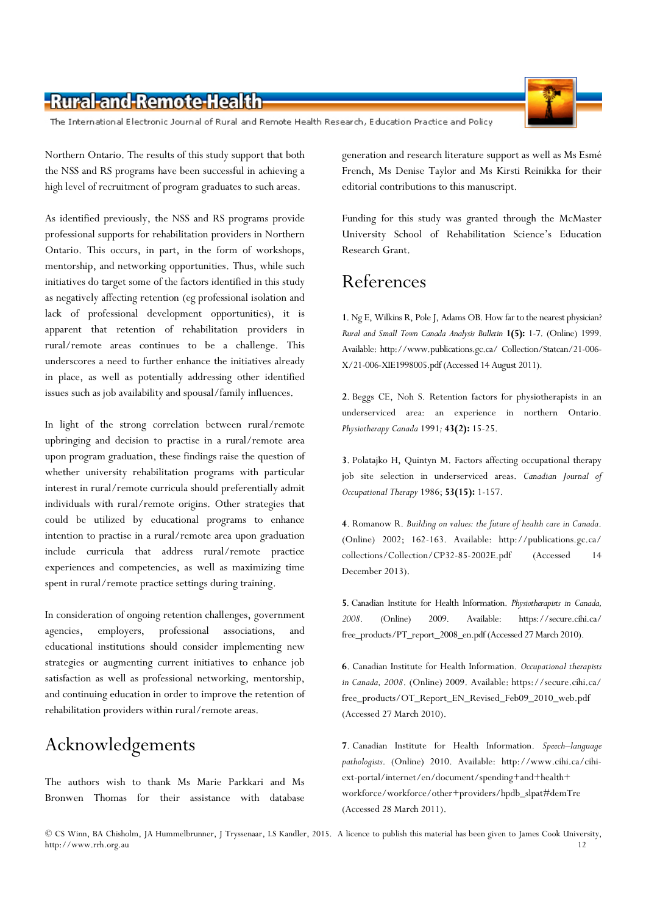Northern Ontario. The results of this study support that both the NSS and RS programs have been successful in achieving a high level of recruitment of program graduates to such areas.

As identified previously, the NSS and RS programs provide professional supports for rehabilitation providers in Northern Ontario. This occurs, in part, in the form of workshops, mentorship, and networking opportunities. Thus, while such initiatives do target some of the factors identified in this study as negatively affecting retention (eg professional isolation and lack of professional development opportunities), it is apparent that retention of rehabilitation providers in rural/remote areas continues to be a challenge. This underscores a need to further enhance the initiatives already in place, as well as potentially addressing other identified issues such as job availability and spousal/family influences.

In light of the strong correlation between rural/remote upbringing and decision to practise in a rural/remote area upon program graduation, these findings raise the question of whether university rehabilitation programs with particular interest in rural/remote curricula should preferentially admit individuals with rural/remote origins. Other strategies that could be utilized by educational programs to enhance intention to practise in a rural/remote area upon graduation include curricula that address rural/remote practice experiences and competencies, as well as maximizing time spent in rural/remote practice settings during training.

In consideration of ongoing retention challenges, government agencies, employers, professional associations, and educational institutions should consider implementing new strategies or augmenting current initiatives to enhance job satisfaction as well as professional networking, mentorship, and continuing education in order to improve the retention of rehabilitation providers within rural/remote areas.

# Acknowledgements

The authors wish to thank Ms Marie Parkkari and Ms Bronwen Thomas for their assistance with database generation and research literature support as well as Ms Esmé French, Ms Denise Taylor and Ms Kirsti Reinikka for their editorial contributions to this manuscript.

Funding for this study was granted through the McMaster University School of Rehabilitation Science's Education Research Grant.

# References

**1**. Ng E, Wilkins R, Pole J, Adams OB. How far to the nearest physician? *Rural and Small Town Canada Analysis Bulletin* **1(5):** 1-7. (Online) 1999. Available: http://www.publications.gc.ca/ Collection/Statcan/21-006-X/21-006-XIE1998005.pdf (Accessed 14 August 2011).

**2**. Beggs CE, Noh S. Retention factors for physiotherapists in an underserviced area: an experience in northern Ontario. *Physiotherapy Canada* 1991; **43(2):** 15-25.

**3**. Polatajko H, Quintyn M. Factors affecting occupational therapy job site selection in underserviced areas. *Canadian Journal of Occupational Therapy* 1986; **53(15):** 1-157.

**4**. Romanow R. *Building on values: the future of health care in Canada*. (Online) 2002; 162-163. Available: http://publications.gc.ca/ collections/Collection/CP32-85-2002E.pdf (Accessed 14 December 2013).

**5**. Canadian Institute for Health Information. *Physiotherapists in Canada, 2008*. (Online) 2009. Available: https://secure.cihi.ca/ free_products/PT_report_2008_en.pdf (Accessed 27 March 2010).

**6**. Canadian Institute for Health Information. *Occupational therapists in Canada, 2008*. (Online) 2009. Available: https://secure.cihi.ca/ free_products/OT_Report_EN_Revised_Feb09_2010_web.pdf (Accessed 27 March 2010).

**7**. Canadian Institute for Health Information. *Speech–language pathologists*. (Online) 2010. Available: http://www.cihi.ca/cihi-ext-portal/internet/en/document/spending+and+health+ workforce/workforce/other+providers/hpdb_slpat#demTre (Accessed 28 March 2011).

© CS Winn, BA Chisholm, JA Hummelbrunner, J Tryssenaar, LS Kandler, 2015. A licence to publish this material has been given to James Cook University, http://www.rrh.org.au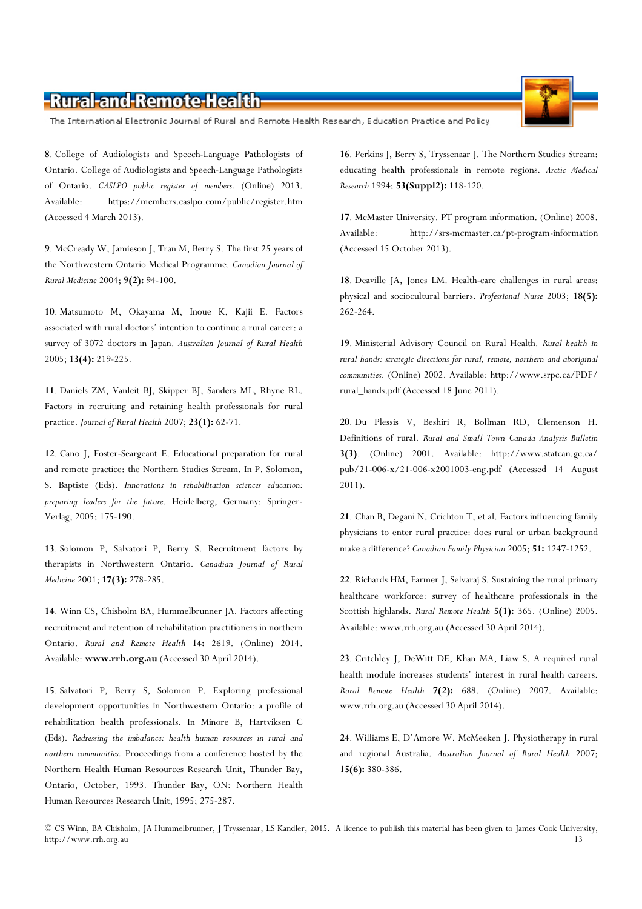**8**. College of Audiologists and Speech-Language Pathologists of Ontario. College of Audiologists and Speech-Language Pathologists of Ontario. *CASLPO public register of members*. (Online) 2013. Available: https://members.caslpo.com/public/register.htm (Accessed 4 March 2013).

**9**. McCready W, Jamieson J, Tran M, Berry S. The first 25 years of the Northwestern Ontario Medical Programme. *Canadian Journal of Rural Medicine* 2004; **9(2):** 94-100.

**10**. Matsumoto M, Okayama M, Inoue K, Kajii E. Factors associated with rural doctors' intention to continue a rural career: a survey of 3072 doctors in Japan. *Australian Journal of Rural Health* 2005; **13(4):** 219-225.

**11**. Daniels ZM, Vanleit BJ, Skipper BJ, Sanders ML, Rhyne RL. Factors in recruiting and retaining health professionals for rural practice. *Journal of Rural Health* 2007; **23(1):** 62-71.

**12**. Cano J, Foster-Seargeant E. Educational preparation for rural and remote practice: the Northern Studies Stream. In P. Solomon, S. Baptiste (Eds). *Innovations in rehabilitation sciences education: preparing leaders for the future*. Heidelberg, Germany: Springer-Verlag, 2005; 175-190.

**13**. Solomon P, Salvatori P, Berry S. Recruitment factors by therapists in Northwestern Ontario. *Canadian Journal of Rural Medicine* 2001; **17(3):** 278-285.

**14**. Winn CS, Chisholm BA, Hummelbrunner JA. Factors affecting recruitment and retention of rehabilitation practitioners in northern Ontario. *Rural and Remote Health* **14:** 2619. (Online) 2014. Available: **www.rrh.org.au** (Accessed 30 April 2014).

**15**. Salvatori P, Berry S, Solomon P. Exploring professional development opportunities in Northwestern Ontario: a profile of rehabilitation health professionals. In Minore B, Hartviksen C (Eds). *Redressing the imbalance: health human resources in rural and northern communities.* Proceedings from a conference hosted by the Northern Health Human Resources Research Unit, Thunder Bay, Ontario, October, 1993. Thunder Bay, ON: Northern Health Human Resources Research Unit, 1995; 275-287.

**16**. Perkins J, Berry S, Tryssenaar J. The Northern Studies Stream: educating health professionals in remote regions. *Arctic Medical Research* 1994; **53(Suppl2):** 118-120.

**17**. McMaster University. PT program information. (Online) 2008. Available: http://srs-mcmaster.ca/pt-program-information (Accessed 15 October 2013).

**18**. Deaville JA, Jones LM. Health-care challenges in rural areas: physical and sociocultural barriers. *Professional Nurse* 2003; **18(5):** 262-264.

**19**. Ministerial Advisory Council on Rural Health. *Rural health in rural hands: strategic directions for rural, remote, northern and aboriginal communities*. (Online) 2002. Available: http://www.srpc.ca/PDF/rural_hands.pdf (Accessed 18 June 2011).

**20**. Du Plessis V, Beshiri R, Bollman RD, Clemenson H. Definitions of rural. *Rural and Small Town Canada Analysis Bulletin* **3(3)**. (Online) 2001. Available: http://www.statcan.gc.ca/pub/21-006-x/21-006-x2001003-eng.pdf (Accessed 14 August 2011).

**21**. Chan B, Degani N, Crichton T, et al. Factors influencing family physicians to enter rural practice: does rural or urban background make a difference? *Canadian Family Physician* 2005; **51:** 1247-1252.

**22**. Richards HM, Farmer J, Selvaraj S. Sustaining the rural primary healthcare workforce: survey of healthcare professionals in the Scottish highlands. *Rural Remote Health* **5(1):** 365. (Online) 2005. Available: www.rrh.org.au (Accessed 30 April 2014).

**23**. Critchley J, DeWitt DE, Khan MA, Liaw S. A required rural health module increases students' interest in rural health careers. *Rural Remote Health* **7(2):** 688. (Online) 2007. Available: www.rrh.org.au (Accessed 30 April 2014).

**24**. Williams E, D'Amore W, McMeeken J. Physiotherapy in rural and regional Australia. *Australian Journal of Rural Health* 2007; **15(6):** 380-386.